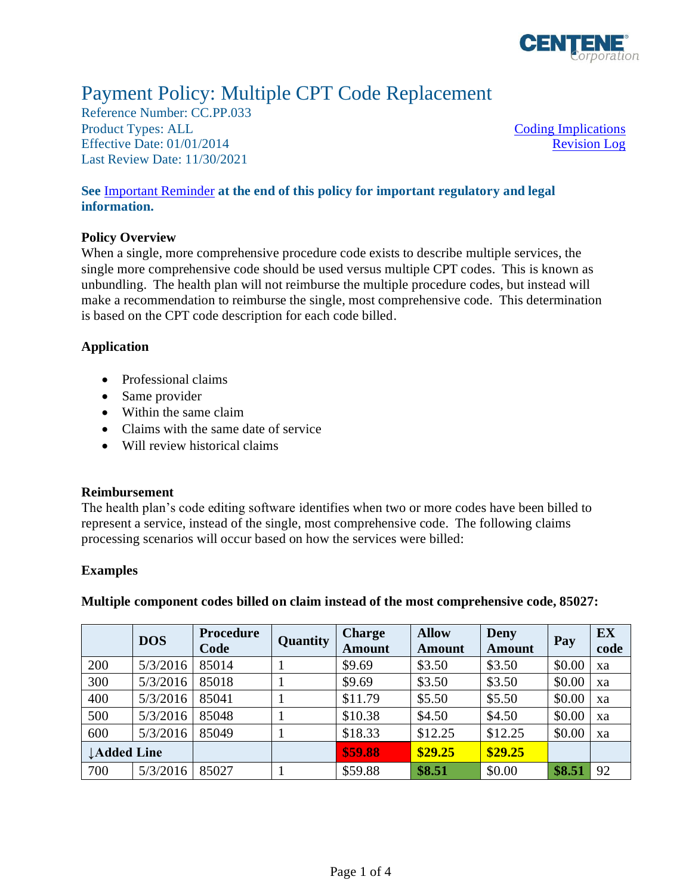# Payment Policy: Multiple CPT Code Replacement

Reference Number: CC.PP.033
Product Types: ALL
Effective Date: 01/01/2014
Last Review Date: 11/30/2021

Coding Implications
Revision Log

**See Important Reminder at the end of this policy for important regulatory and legal information.**

## Policy Overview

When a single, more comprehensive procedure code exists to describe multiple services, the single more comprehensive code should be used versus multiple CPT codes. This is known as unbundling. The health plan will not reimburse the multiple procedure codes, but instead will make a recommendation to reimburse the single, most comprehensive code. This determination is based on the CPT code description for each code billed.

## Application

- Professional claims
- Same provider
- Within the same claim
- Claims with the same date of service
- Will review historical claims

## Reimbursement

The health plan's code editing software identifies when two or more codes have been billed to represent a service, instead of the single, most comprehensive code. The following claims processing scenarios will occur based on how the services were billed:

## Examples

**Multiple component codes billed on claim instead of the most comprehensive code, 85027:**

| | DOS | Procedure Code | Quantity | Charge Amount | Allow Amount | Deny Amount | Pay | EX code |
|---|---|---|---|---|---|---|---|---|
| 200 | 5/3/2016 | 85014 | 1 | $9.69 | $3.50 | $3.50 | $0.00 | xa |
| 300 | 5/3/2016 | 85018 | 1 | $9.69 | $3.50 | $3.50 | $0.00 | xa |
| 400 | 5/3/2016 | 85041 | 1 | $11.79 | $5.50 | $5.50 | $0.00 | xa |
| 500 | 5/3/2016 | 85048 | 1 | $10.38 | $4.50 | $4.50 | $0.00 | xa |
| 600 | 5/3/2016 | 85049 | 1 | $18.33 | $12.25 | $12.25 | $0.00 | xa |
| **↓Added Line** | | | | **$59.88** | **$29.25** | **$29.25** | | |
| 700 | 5/3/2016 | 85027 | 1 | $59.88 | **$8.51** | $0.00 | **$8.51** | 92 |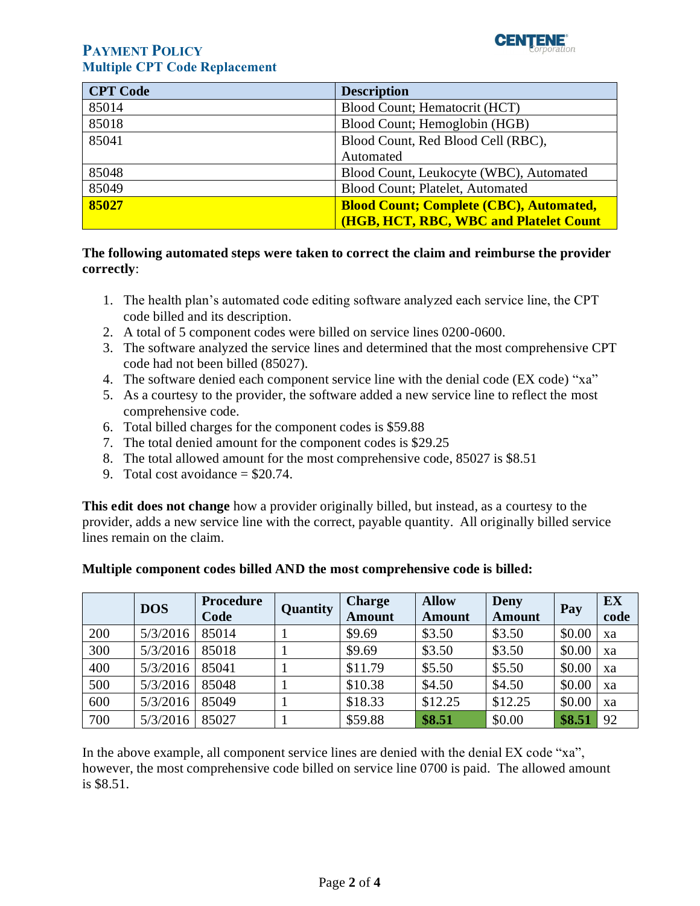| CPT Code | Description |
|---|---|
| 85014 | Blood Count; Hematocrit (HCT) |
| 85018 | Blood Count; Hemoglobin (HGB) |
| 85041 | Blood Count, Red Blood Cell (RBC), Automated |
| 85048 | Blood Count, Leukocyte (WBC), Automated |
| 85049 | Blood Count; Platelet, Automated |
| **85027** | **Blood Count; Complete (CBC), Automated, (HGB, HCT, RBC, WBC and Platelet Count** |

**The following automated steps were taken to correct the claim and reimburse the provider correctly**:

1. The health plan's automated code editing software analyzed each service line, the CPT code billed and its description.
2. A total of 5 component codes were billed on service lines 0200-0600.
3. The software analyzed the service lines and determined that the most comprehensive CPT code had not been billed (85027).
4. The software denied each component service line with the denial code (EX code) "xa"
5. As a courtesy to the provider, the software added a new service line to reflect the most comprehensive code.
6. Total billed charges for the component codes is $59.88
7. The total denied amount for the component codes is $29.25
8. The total allowed amount for the most comprehensive code, 85027 is $8.51
9. Total cost avoidance = $20.74.

**This edit does not change** how a provider originally billed, but instead, as a courtesy to the provider, adds a new service line with the correct, payable quantity. All originally billed service lines remain on the claim.

**Multiple component codes billed AND the most comprehensive code is billed:**

| | DOS | Procedure Code | Quantity | Charge Amount | Allow Amount | Deny Amount | Pay | EX code |
|---|---|---|---|---|---|---|---|---|
| 200 | 5/3/2016 | 85014 | 1 | $9.69 | $3.50 | $3.50 | $0.00 | xa |
| 300 | 5/3/2016 | 85018 | 1 | $9.69 | $3.50 | $3.50 | $0.00 | xa |
| 400 | 5/3/2016 | 85041 | 1 | $11.79 | $5.50 | $5.50 | $0.00 | xa |
| 500 | 5/3/2016 | 85048 | 1 | $10.38 | $4.50 | $4.50 | $0.00 | xa |
| 600 | 5/3/2016 | 85049 | 1 | $18.33 | $12.25 | $12.25 | $0.00 | xa |
| 700 | 5/3/2016 | 85027 | 1 | $59.88 | **$8.51** | $0.00 | **$8.51** | 92 |

In the above example, all component service lines are denied with the denial EX code "xa", however, the most comprehensive code billed on service line 0700 is paid. The allowed amount is $8.51.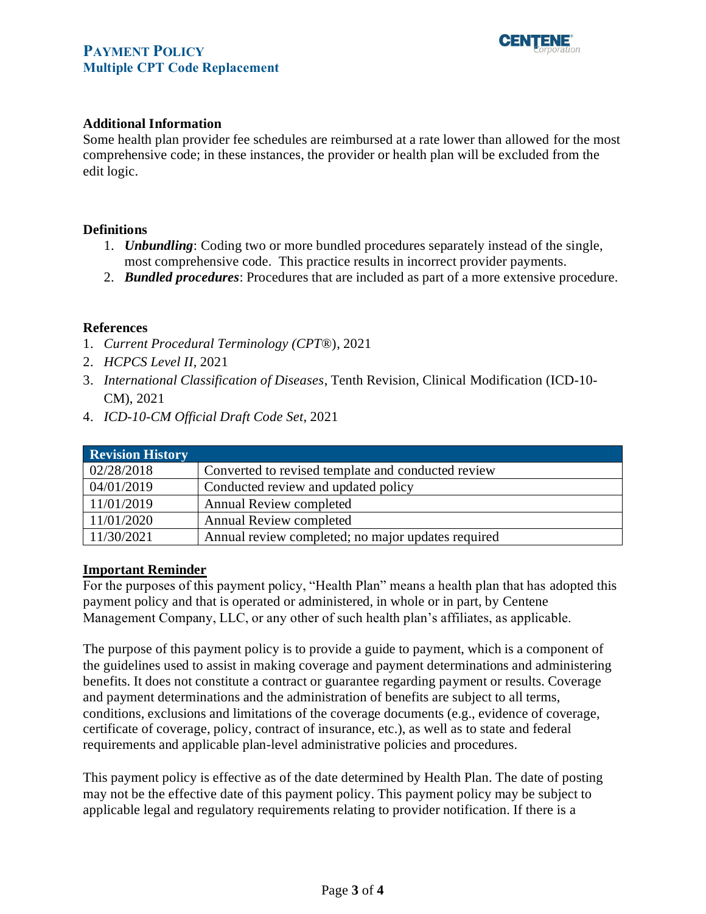### Additional Information

Some health plan provider fee schedules are reimbursed at a rate lower than allowed for the most comprehensive code; in these instances, the provider or health plan will be excluded from the edit logic.

### Definitions

1. ***Unbundling***: Coding two or more bundled procedures separately instead of the single, most comprehensive code. This practice results in incorrect provider payments.
2. ***Bundled procedures***: Procedures that are included as part of a more extensive procedure.

### References

1. *Current Procedural Terminology (CPT®)*, 2021
2. *HCPCS Level II*, 2021
3. *International Classification of Diseases*, Tenth Revision, Clinical Modification (ICD-10-CM), 2021
4. *ICD-10-CM Official Draft Code Set*, 2021

| Revision History | |
|---|---|
| 02/28/2018 | Converted to revised template and conducted review |
| 04/01/2019 | Conducted review and updated policy |
| 11/01/2019 | Annual Review completed |
| 11/01/2020 | Annual Review completed |
| 11/30/2021 | Annual review completed; no major updates required |

### Important Reminder

For the purposes of this payment policy, "Health Plan" means a health plan that has adopted this payment policy and that is operated or administered, in whole or in part, by Centene Management Company, LLC, or any other of such health plan's affiliates, as applicable.

The purpose of this payment policy is to provide a guide to payment, which is a component of the guidelines used to assist in making coverage and payment determinations and administering benefits. It does not constitute a contract or guarantee regarding payment or results. Coverage and payment determinations and the administration of benefits are subject to all terms, conditions, exclusions and limitations of the coverage documents (e.g., evidence of coverage, certificate of coverage, policy, contract of insurance, etc.), as well as to state and federal requirements and applicable plan-level administrative policies and procedures.

This payment policy is effective as of the date determined by Health Plan. The date of posting may not be the effective date of this payment policy. This payment policy may be subject to applicable legal and regulatory requirements relating to provider notification. If there is a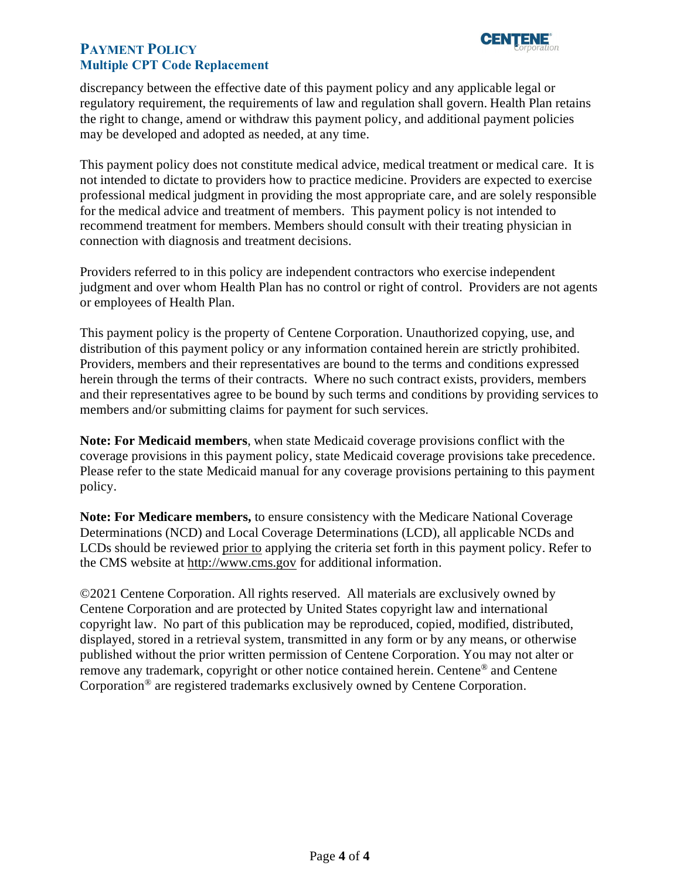discrepancy between the effective date of this payment policy and any applicable legal or regulatory requirement, the requirements of law and regulation shall govern. Health Plan retains the right to change, amend or withdraw this payment policy, and additional payment policies may be developed and adopted as needed, at any time.

This payment policy does not constitute medical advice, medical treatment or medical care. It is not intended to dictate to providers how to practice medicine. Providers are expected to exercise professional medical judgment in providing the most appropriate care, and are solely responsible for the medical advice and treatment of members. This payment policy is not intended to recommend treatment for members. Members should consult with their treating physician in connection with diagnosis and treatment decisions.

Providers referred to in this policy are independent contractors who exercise independent judgment and over whom Health Plan has no control or right of control. Providers are not agents or employees of Health Plan.

This payment policy is the property of Centene Corporation. Unauthorized copying, use, and distribution of this payment policy or any information contained herein are strictly prohibited. Providers, members and their representatives are bound to the terms and conditions expressed herein through the terms of their contracts. Where no such contract exists, providers, members and their representatives agree to be bound by such terms and conditions by providing services to members and/or submitting claims for payment for such services.

**Note: For Medicaid members**, when state Medicaid coverage provisions conflict with the coverage provisions in this payment policy, state Medicaid coverage provisions take precedence. Please refer to the state Medicaid manual for any coverage provisions pertaining to this payment policy.

**Note: For Medicare members,** to ensure consistency with the Medicare National Coverage Determinations (NCD) and Local Coverage Determinations (LCD), all applicable NCDs and LCDs should be reviewed prior to applying the criteria set forth in this payment policy. Refer to the CMS website at http://www.cms.gov for additional information.

©2021 Centene Corporation. All rights reserved. All materials are exclusively owned by Centene Corporation and are protected by United States copyright law and international copyright law. No part of this publication may be reproduced, copied, modified, distributed, displayed, stored in a retrieval system, transmitted in any form or by any means, or otherwise published without the prior written permission of Centene Corporation. You may not alter or remove any trademark, copyright or other notice contained herein. Centene® and Centene Corporation® are registered trademarks exclusively owned by Centene Corporation.